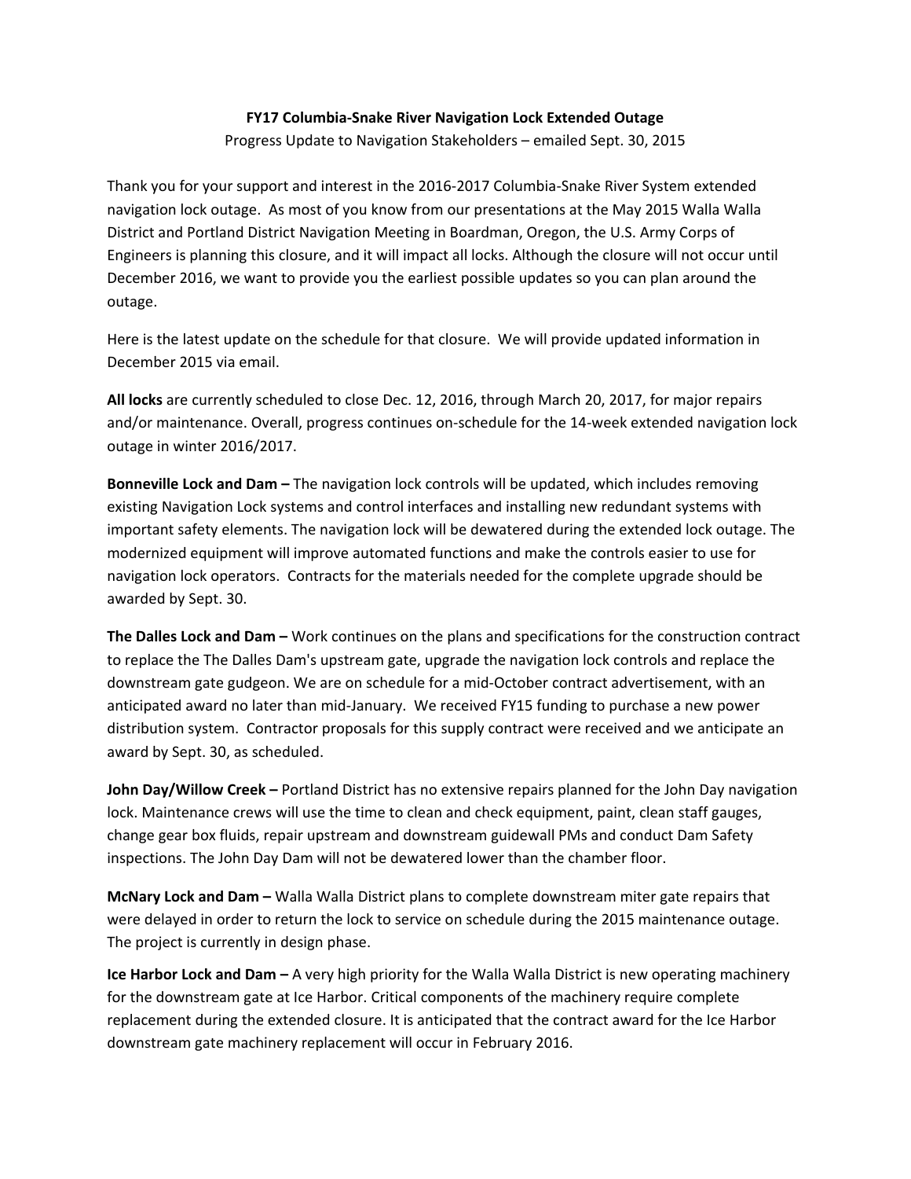**FY17 Columbia-Snake River Navigation Lock Extended Outage**

Progress Update to Navigation Stakeholders – emailed Sept. 30, 2015

Thank you for your support and interest in the 2016-2017 Columbia-Snake River System extended navigation lock outage. As most of you know from our presentations at the May 2015 Walla Walla District and Portland District Navigation Meeting in Boardman, Oregon, the U.S. Army Corps of Engineers is planning this closure, and it will impact all locks. Although the closure will not occur until December 2016, we want to provide you the earliest possible updates so you can plan around the outage.

Here is the latest update on the schedule for that closure. We will provide updated information in December 2015 via email.

**All locks** are currently scheduled to close Dec. 12, 2016, through March 20, 2017, for major repairs and/or maintenance. Overall, progress continues on-schedule for the 14-week extended navigation lock outage in winter 2016/2017.

**Bonneville Lock and Dam –** The navigation lock controls will be updated, which includes removing existing Navigation Lock systems and control interfaces and installing new redundant systems with important safety elements. The navigation lock will be dewatered during the extended lock outage. The modernized equipment will improve automated functions and make the controls easier to use for navigation lock operators. Contracts for the materials needed for the complete upgrade should be awarded by Sept. 30.

**The Dalles Lock and Dam –** Work continues on the plans and specifications for the construction contract to replace The Dalles Dam's upstream gate, upgrade the navigation lock controls and replace the downstream gate gudgeon. We are on schedule for a mid-October contract advertisement, with an anticipated award no later than mid-January. We received FY15 funding to purchase a new power distribution system. Contractor proposals for this supply contract were received and we anticipate an award by Sept. 30, as scheduled.

**John Day/Willow Creek –** Portland District has no extensive repairs planned for the John Day navigation lock. Maintenance crews will use the time to clean and check equipment, paint, clean staff gauges, change gear box fluids, repair upstream and downstream guidewall PMs and conduct Dam Safety inspections. The John Day Dam will not be dewatered lower than the chamber floor.

**McNary Lock and Dam –** Walla Walla District plans to complete downstream miter gate repairs that were delayed in order to return the lock to service on schedule during the 2015 maintenance outage. The project is currently in design phase.

**Ice Harbor Lock and Dam –** A very high priority for the Walla Walla District is new operating machinery for the downstream gate at Ice Harbor. Critical components of the machinery require complete replacement during the extended closure. It is anticipated that the contract award for the Ice Harbor downstream gate machinery replacement will occur in February 2016.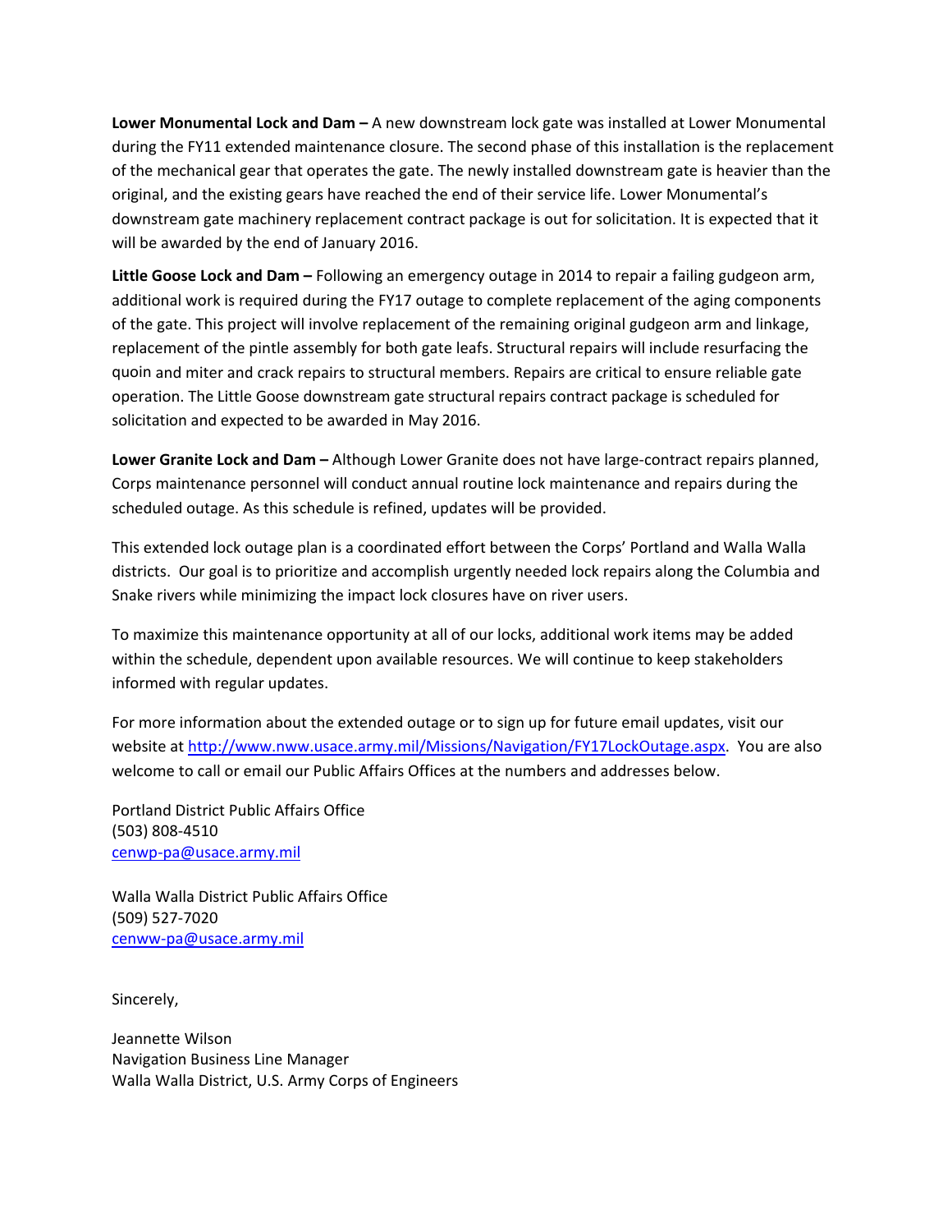**Lower Monumental Lock and Dam –** A new downstream lock gate was installed at Lower Monumental during the FY11 extended maintenance closure. The second phase of this installation is the replacement of the mechanical gear that operates the gate. The newly installed downstream gate is heavier than the original, and the existing gears have reached the end of their service life. Lower Monumental's downstream gate machinery replacement contract package is out for solicitation. It is expected that it will be awarded by the end of January 2016.

**Little Goose Lock and Dam –** Following an emergency outage in 2014 to repair a failing gudgeon arm, additional work is required during the FY17 outage to complete replacement of the aging components of the gate. This project will involve replacement of the remaining original gudgeon arm and linkage, replacement of the pintle assembly for both gate leafs. Structural repairs will include resurfacing the quoin and miter and crack repairs to structural members. Repairs are critical to ensure reliable gate operation. The Little Goose downstream gate structural repairs contract package is scheduled for solicitation and expected to be awarded in May 2016.

**Lower Granite Lock and Dam –** Although Lower Granite does not have large-contract repairs planned, Corps maintenance personnel will conduct annual routine lock maintenance and repairs during the scheduled outage. As this schedule is refined, updates will be provided.

This extended lock outage plan is a coordinated effort between the Corps' Portland and Walla Walla districts. Our goal is to prioritize and accomplish urgently needed lock repairs along the Columbia and Snake rivers while minimizing the impact lock closures have on river users.

To maximize this maintenance opportunity at all of our locks, additional work items may be added within the schedule, dependent upon available resources. We will continue to keep stakeholders informed with regular updates.

For more information about the extended outage or to sign up for future email updates, visit our website at http://www.nww.usace.army.mil/Missions/Navigation/FY17LockOutage.aspx. You are also welcome to call or email our Public Affairs Offices at the numbers and addresses below.

Portland District Public Affairs Office
(503) 808-4510
cenwp-pa@usace.army.mil

Walla Walla District Public Affairs Office
(509) 527-7020
cenww-pa@usace.army.mil

Sincerely,

Jeannette Wilson
Navigation Business Line Manager
Walla Walla District, U.S. Army Corps of Engineers